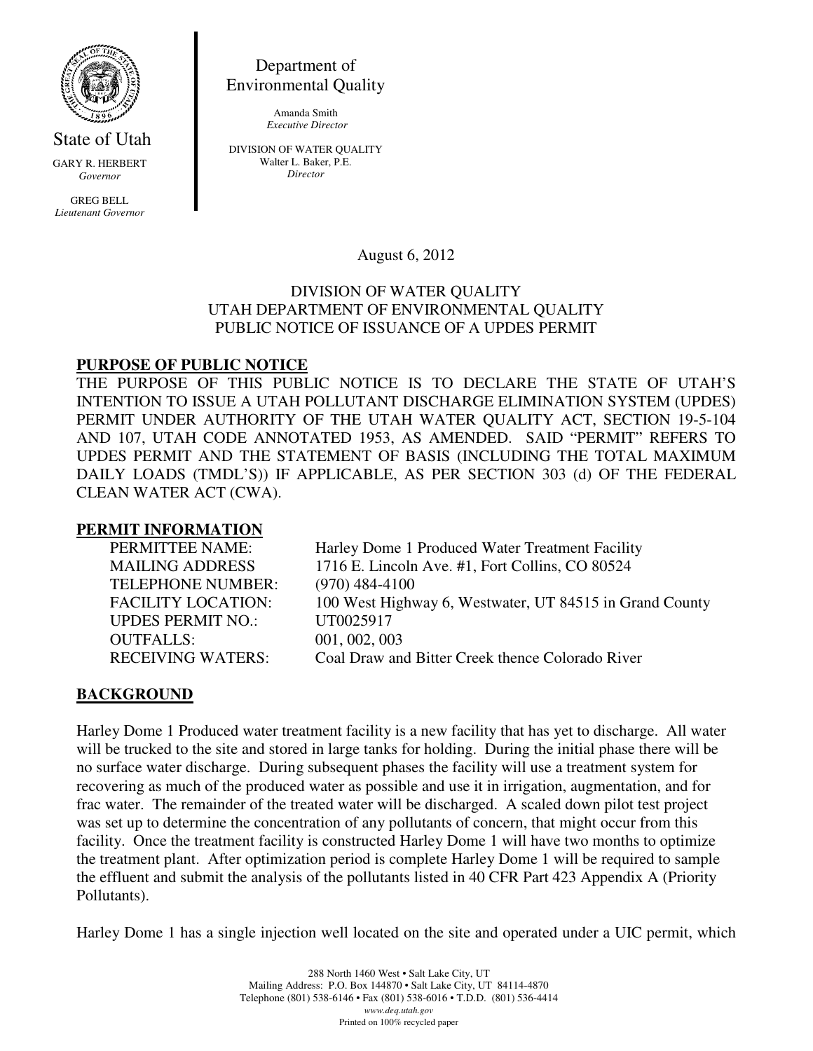State of Utah

GARY R. HERBERT
*Governor*

GREG BELL
*Lieutenant Governor*

Department of
Environmental Quality

Amanda Smith
*Executive Director*

DIVISION OF WATER QUALITY
Walter L. Baker, P.E.
*Director*

August 6, 2012

DIVISION OF WATER QUALITY
UTAH DEPARTMENT OF ENVIRONMENTAL QUALITY
PUBLIC NOTICE OF ISSUANCE OF A UPDES PERMIT

## PURPOSE OF PUBLIC NOTICE

THE PURPOSE OF THIS PUBLIC NOTICE IS TO DECLARE THE STATE OF UTAH'S INTENTION TO ISSUE A UTAH POLLUTANT DISCHARGE ELIMINATION SYSTEM (UPDES) PERMIT UNDER AUTHORITY OF THE UTAH WATER QUALITY ACT, SECTION 19-5-104 AND 107, UTAH CODE ANNOTATED 1953, AS AMENDED. SAID "PERMIT" REFERS TO UPDES PERMIT AND THE STATEMENT OF BASIS (INCLUDING THE TOTAL MAXIMUM DAILY LOADS (TMDL'S)) IF APPLICABLE, AS PER SECTION 303 (d) OF THE FEDERAL CLEAN WATER ACT (CWA).

## PERMIT INFORMATION

| | |
|---|---|
| PERMITTEE NAME: | Harley Dome 1 Produced Water Treatment Facility |
| MAILING ADDRESS | 1716 E. Lincoln Ave. #1, Fort Collins, CO 80524 |
| TELEPHONE NUMBER: | (970) 484-4100 |
| FACILITY LOCATION: | 100 West Highway 6, Westwater, UT 84515 in Grand County |
| UPDES PERMIT NO.: | UT0025917 |
| OUTFALLS: | 001, 002, 003 |
| RECEIVING WATERS: | Coal Draw and Bitter Creek thence Colorado River |

## BACKGROUND

Harley Dome 1 Produced water treatment facility is a new facility that has yet to discharge. All water will be trucked to the site and stored in large tanks for holding. During the initial phase there will be no surface water discharge. During subsequent phases the facility will use a treatment system for recovering as much of the produced water as possible and use it in irrigation, augmentation, and for frac water. The remainder of the treated water will be discharged. A scaled down pilot test project was set up to determine the concentration of any pollutants of concern, that might occur from this facility. Once the treatment facility is constructed Harley Dome 1 will have two months to optimize the treatment plant. After optimization period is complete Harley Dome 1 will be required to sample the effluent and submit the analysis of the pollutants listed in 40 CFR Part 423 Appendix A (Priority Pollutants).

Harley Dome 1 has a single injection well located on the site and operated under a UIC permit, which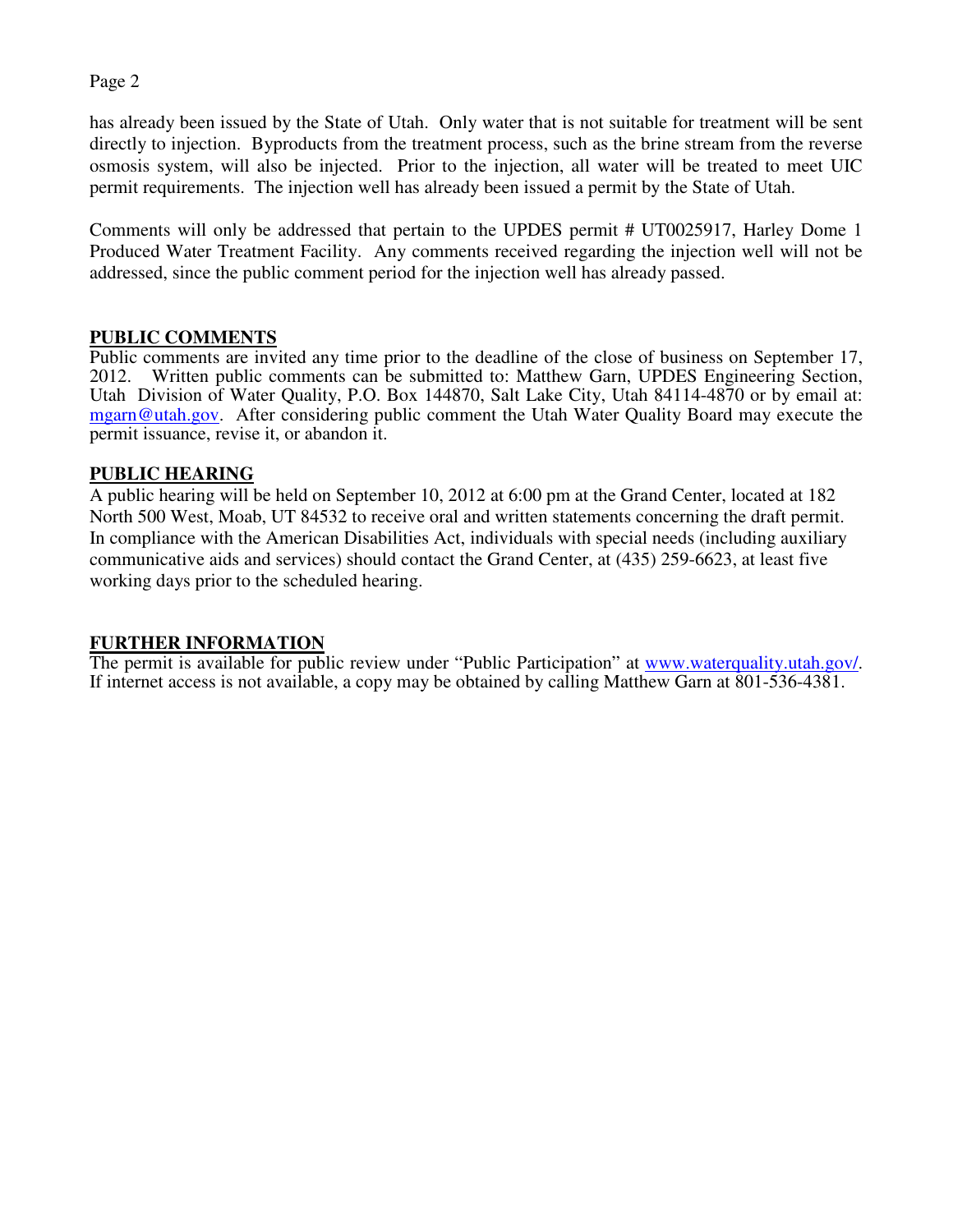has already been issued by the State of Utah. Only water that is not suitable for treatment will be sent directly to injection. Byproducts from the treatment process, such as the brine stream from the reverse osmosis system, will also be injected. Prior to the injection, all water will be treated to meet UIC permit requirements. The injection well has already been issued a permit by the State of Utah.

Comments will only be addressed that pertain to the UPDES permit # UT0025917, Harley Dome 1 Produced Water Treatment Facility. Any comments received regarding the injection well will not be addressed, since the public comment period for the injection well has already passed.

## PUBLIC COMMENTS

Public comments are invited any time prior to the deadline of the close of business on September 17, 2012. Written public comments can be submitted to: Matthew Garn, UPDES Engineering Section, Utah Division of Water Quality, P.O. Box 144870, Salt Lake City, Utah 84114-4870 or by email at: mgarn@utah.gov. After considering public comment the Utah Water Quality Board may execute the permit issuance, revise it, or abandon it.

## PUBLIC HEARING

A public hearing will be held on September 10, 2012 at 6:00 pm at the Grand Center, located at 182 North 500 West, Moab, UT 84532 to receive oral and written statements concerning the draft permit. In compliance with the American Disabilities Act, individuals with special needs (including auxiliary communicative aids and services) should contact the Grand Center, at (435) 259-6623, at least five working days prior to the scheduled hearing.

## FURTHER INFORMATION

The permit is available for public review under "Public Participation" at www.waterquality.utah.gov/. If internet access is not available, a copy may be obtained by calling Matthew Garn at 801-536-4381.